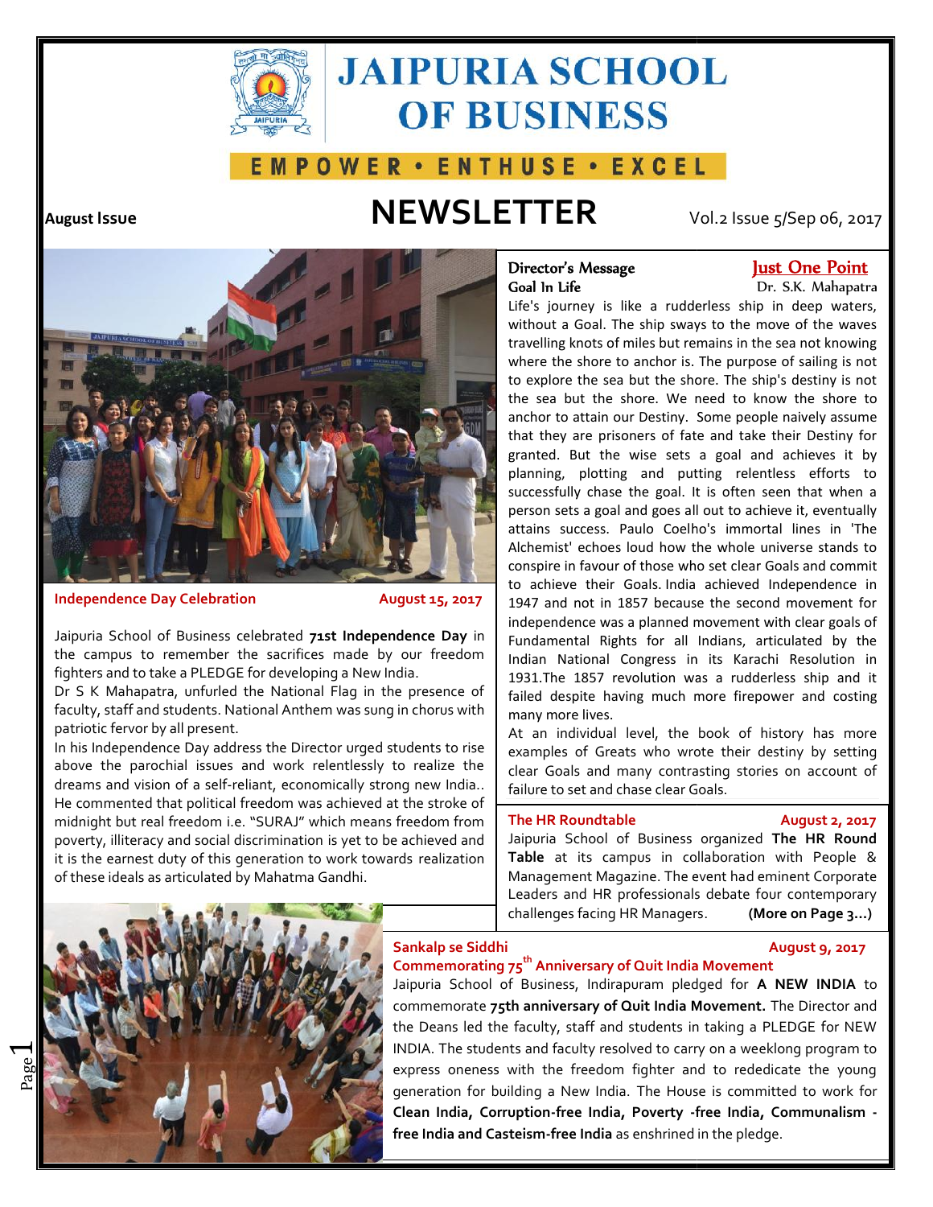# JAIPURIA SCHOOL OF BUSINESS

EMPOWER • ENTHUSE • EXCEL

**August Issue**

# NEWSLETTER

Vol.2 Issue 5/Sep 06, 2017

## Independence Day Celebration

**August 15, 2017**

Jaipuria School of Business celebrated **71st Independence Day** in the campus to remember the sacrifices made by our freedom fighters and to take a PLEDGE for developing a New India.

Dr S K Mahapatra, unfurled the National Flag in the presence of faculty, staff and students. National Anthem was sung in chorus with patriotic fervor by all present.

In his Independence Day address the Director urged students to rise above the parochial issues and work relentlessly to realize the dreams and vision of a self-reliant, economically strong new India.. He commented that political freedom was achieved at the stroke of midnight but real freedom i.e. "SURAJ" which means freedom from poverty, illiteracy and social discrimination is yet to be achieved and it is the earnest duty of this generation to work towards realization of these ideals as articulated by Mahatma Gandhi.

## Director's Message

**Just One Point**

**Goal In Life**

Dr. S.K. Mahapatra

Life's journey is like a rudderless ship in deep waters, without a Goal. The ship sways to the move of the waves travelling knots of miles but remains in the sea not knowing where the shore to anchor is. The purpose of sailing is not to explore the sea but the shore. The ship's destiny is not the sea but the shore. We need to know the shore to anchor to attain our Destiny. Some people naively assume that they are prisoners of fate and take their Destiny for granted. But the wise sets a goal and achieves it by planning, plotting and putting relentless efforts to successfully chase the goal. It is often seen that when a person sets a goal and goes all out to achieve it, eventually attains success. Paulo Coelho's immortal lines in 'The Alchemist' echoes loud how the whole universe stands to conspire in favour of those who set clear Goals and commit to achieve their Goals. India achieved Independence in 1947 and not in 1857 because the second movement for independence was a planned movement with clear goals of Fundamental Rights for all Indians, articulated by the Indian National Congress in its Karachi Resolution in 1931.The 1857 revolution was a rudderless ship and it failed despite having much more firepower and costing many more lives.

At an individual level, the book of history has more examples of Greats who wrote their destiny by setting clear Goals and many contrasting stories on account of failure to set and chase clear Goals.

## The HR Roundtable

**August 2, 2017**

Jaipuria School of Business organized **The HR Round Table** at its campus in collaboration with People & Management Magazine. The event had eminent Corporate Leaders and HR professionals debate four contemporary challenges facing HR Managers. **(More on Page 3...)**

## Sankalp se Siddhi

**August 9, 2017**

**Commemorating 75th Anniversary of Quit India Movement**

Jaipuria School of Business, Indirapuram pledged for **A NEW INDIA** to commemorate **75th anniversary of Quit India Movement.** The Director and the Deans led the faculty, staff and students in taking a PLEDGE for NEW INDIA. The students and faculty resolved to carry on a weeklong program to express oneness with the freedom fighter and to rededicate the young generation for building a New India. The House is committed to work for **Clean India, Corruption-free India, Poverty -free India, Communalism -free India and Casteism-free India** as enshrined in the pledge.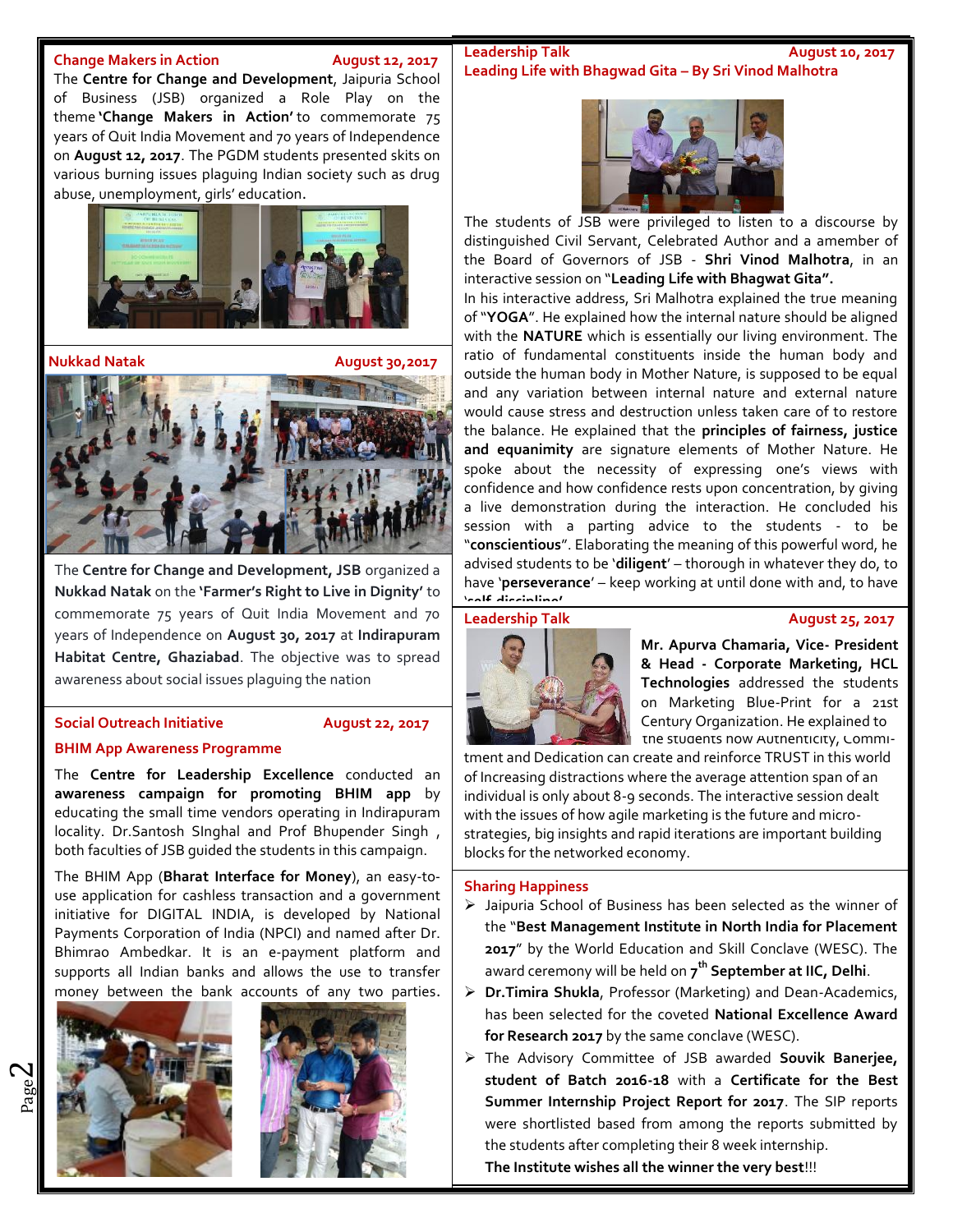## Change Makers in Action — August 12, 2017

The **Centre for Change and Development**, Jaipuria School of Business (JSB) organized a Role Play on the theme **'Change Makers in Action'** to commemorate 75 years of Quit India Movement and 70 years of Independence on **August 12, 2017**. The PGDM students presented skits on various burning issues plaguing Indian society such as drug abuse, unemployment, girls' education.

## Nukkad Natak — August 30,2017

The **Centre for Change and Development, JSB** organized a **Nukkad Natak** on the **'Farmer's Right to Live in Dignity'** to commemorate 75 years of Quit India Movement and 70 years of Independence on **August 30, 2017** at **Indirapuram Habitat Centre, Ghaziabad**. The objective was to spread awareness about social issues plaguing the nation

## Social Outreach Initiative — August 22, 2017

### BHIM App Awareness Programme

The **Centre for Leadership Excellence** conducted an **awareness campaign for promoting BHIM app** by educating the small time vendors operating in Indirapuram locality. Dr.Santosh SInghal and Prof Bhupender Singh , both faculties of JSB guided the students in this campaign.

The BHIM App (**Bharat Interface for Money**), an easy-to-use application for cashless transaction and a government initiative for DIGITAL INDIA, is developed by National Payments Corporation of India (NPCI) and named after Dr. Bhimrao Ambedkar. It is an e-payment platform and supports all Indian banks and allows the use to transfer money between the bank accounts of any two parties.

## Leadership Talk — August 10, 2017

### Leading Life with Bhagwad Gita – By Sri Vinod Malhotra

The students of JSB were privileged to listen to a discourse by distinguished Civil Servant, Celebrated Author and a amember of the Board of Governors of JSB - **Shri Vinod Malhotra**, in an interactive session on "**Leading Life with Bhagwat Gita".**

In his interactive address, Sri Malhotra explained the true meaning of "**YOGA**". He explained how the internal nature should be aligned with the **NATURE** which is essentially our living environment. The ratio of fundamental constituents inside the human body and outside the human body in Mother Nature, is supposed to be equal and any variation between internal nature and external nature would cause stress and destruction unless taken care of to restore the balance. He explained that the **principles of fairness, justice and equanimity** are signature elements of Mother Nature. He spoke about the necessity of expressing one's views with confidence and how confidence rests upon concentration, by giving a live demonstration during the interaction. He concluded his session with a parting advice to the students - to be "**conscientious**". Elaborating the meaning of this powerful word, he advised students to be '**diligent**' – thorough in whatever they do, to have '**perseverance**' – keep working at until done with and, to have '**self discipline**'.

## Leadership Talk — August 25, 2017

**Mr. Apurva Chamaria, Vice- President & Head - Corporate Marketing, HCL Technologies** addressed the students on Marketing Blue-Print for a 21st Century Organization. He explained to the students how Authenticity, Commitment and Dedication can create and reinforce TRUST in this world of Increasing distractions where the average attention span of an individual is only about 8-9 seconds. The interactive session dealt with the issues of how agile marketing is the future and micro-strategies, big insights and rapid iterations are important building blocks for the networked economy.

## Sharing Happiness

- Jaipuria School of Business has been selected as the winner of the "**Best Management Institute in North India for Placement 2017**" by the World Education and Skill Conclave (WESC). The award ceremony will be held on **7th September at IIC, Delhi**.
- **Dr.Timira Shukla**, Professor (Marketing) and Dean-Academics, has been selected for the coveted **National Excellence Award for Research 2017** by the same conclave (WESC).
- The Advisory Committee of JSB awarded **Souvik Banerjee, student of Batch 2016-18** with a **Certificate for the Best Summer Internship Project Report for 2017**. The SIP reports were shortlisted based from among the reports submitted by the students after completing their 8 week internship.

**The Institute wishes all the winner the very best**!!!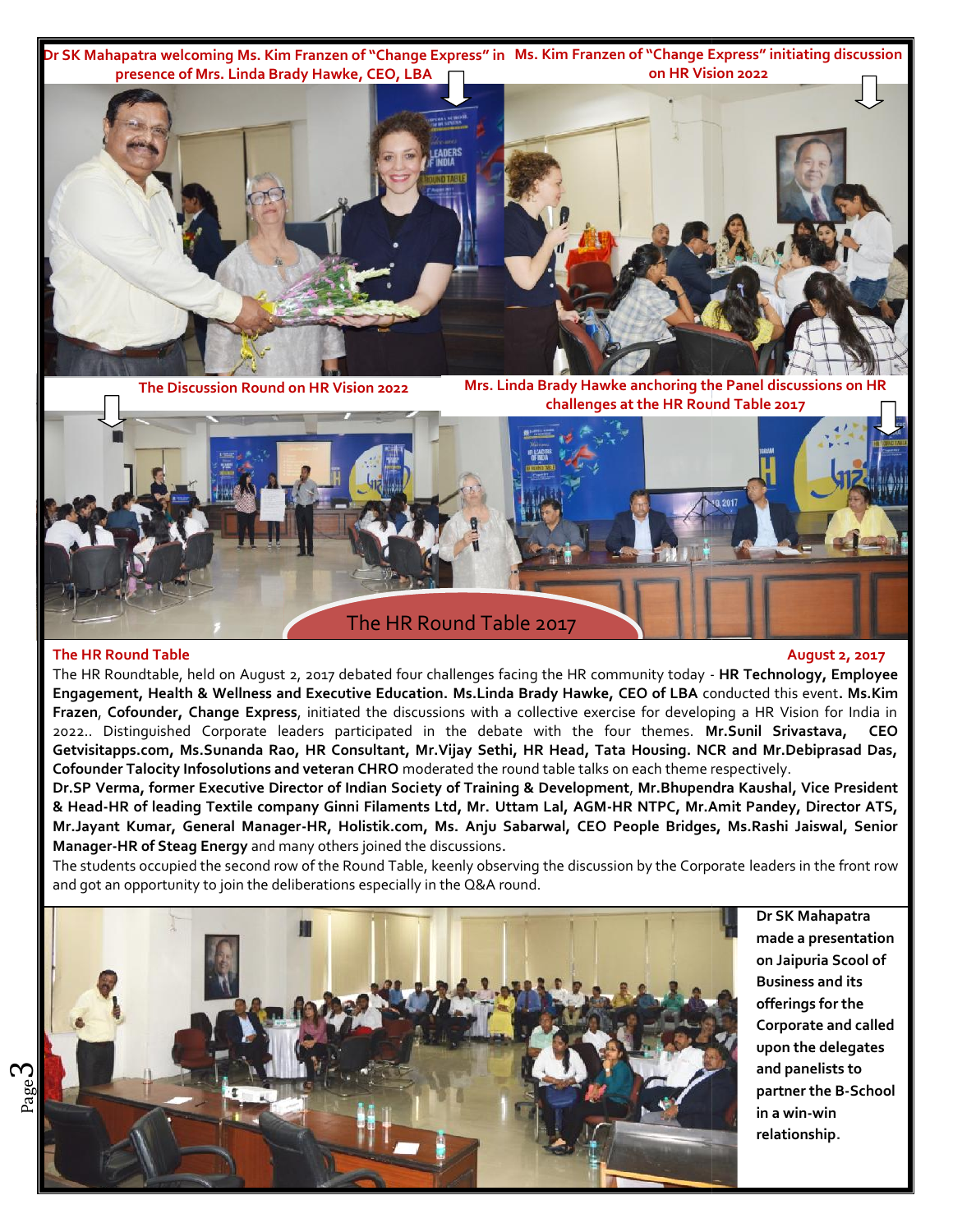Dr SK Mahapatra welcoming Ms. Kim Franzen of "Change Express" in presence of Mrs. Linda Brady Hawke, CEO, LBA

Ms. Kim Franzen of "Change Express" initiating discussion on HR Vision 2022

The Discussion Round on HR Vision 2022

Mrs. Linda Brady Hawke anchoring the Panel discussions on HR challenges at the HR Round Table 2017

The HR Round Table 2017

**The HR Round Table** **August 2, 2017**

The HR Roundtable, held on August 2, 2017 debated four challenges facing the HR community today - **HR Technology, Employee Engagement, Health & Wellness and Executive Education. Ms.Linda Brady Hawke, CEO of LBA** conducted this event**. Ms.Kim Frazen**, **Cofounder, Change Express**, initiated the discussions with a collective exercise for developing a HR Vision for India in 2022.. Distinguished Corporate leaders participated in the debate with the four themes. **Mr.Sunil Srivastava, CEO Getvisitapps.com, Ms.Sunanda Rao, HR Consultant, Mr.Vijay Sethi, HR Head, Tata Housing. NCR and Mr.Debiprasad Das, Cofounder Talocity Infosolutions and veteran CHRO** moderated the round table talks on each theme respectively.

**Dr.SP Verma, former Executive Director of Indian Society of Training & Development**, **Mr.Bhupendra Kaushal, Vice President & Head-HR of leading Textile company Ginni Filaments Ltd, Mr. Uttam Lal, AGM-HR NTPC, Mr.Amit Pandey, Director ATS, Mr.Jayant Kumar, General Manager-HR, Holistik.com, Ms. Anju Sabarwal, CEO People Bridges, Ms.Rashi Jaiswal, Senior Manager-HR of Steag Energy** and many others joined the discussions.

The students occupied the second row of the Round Table, keenly observing the discussion by the Corporate leaders in the front row and got an opportunity to join the deliberations especially in the Q&A round.

**Dr SK Mahapatra made a presentation on Jaipuria Scool of Business and its offerings for the Corporate and called upon the delegates and panelists to partner the B-School in a win-win relationship.**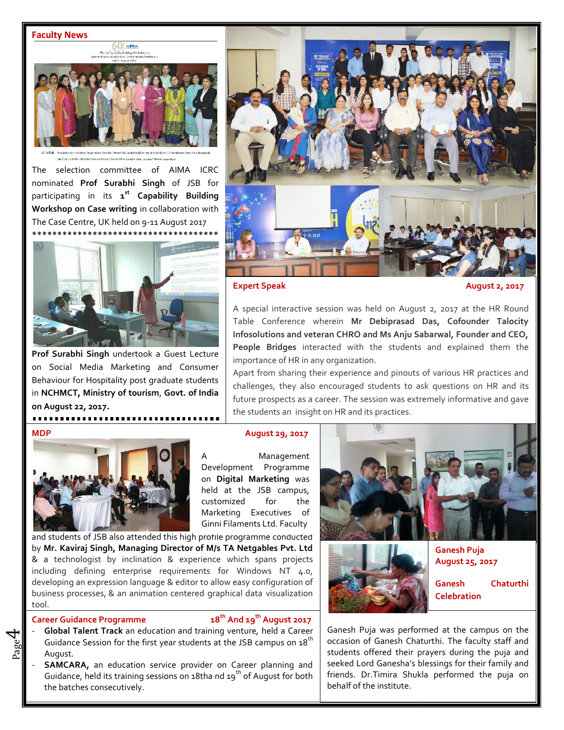## Faculty News

The selection committee of AIMA ICRC nominated **Prof Surabhi Singh** of JSB for participating in its **1st Capability Building Workshop on Case writing** in collaboration with The Case Centre, UK held on 9-11 August 2017

\*\*\*\*\*\*\*\*\*\*\*\*\*\*\*\*\*\*\*\*\*\*\*\*\*\*\*\*\*\*\*\*\*\*\*\*\*

**Prof Surabhi Singh** undertook a Guest Lecture on Social Media Marketing and Consumer Behaviour for Hospitality post graduate students in **NCHMCT, Ministry of tourism**, **Govt. of India on August 22, 2017.**

## Expert Speak — August 2, 2017

A special interactive session was held on August 2, 2017 at the HR Round Table Conference wherein **Mr Debiprasad Das, Cofounder Talocity Infosolutions and veteran CHRO and Ms Anju Sabarwal, Founder and CEO, People Bridges** interacted with the students and explained them the importance of HR in any organization.

Apart from sharing their experience and pinouts of various HR practices and challenges, they also encouraged students to ask questions on HR and its future prospects as a career. The session was extremely informative and gave the students an insight on HR and its practices.

## MDP — August 29, 2017

A Management Development Programme on **Digital Marketing** was held at the JSB campus, customized for the Marketing Executives of Ginni Filaments Ltd. Faculty and students of JSB also attended this high profile programme conducted by **Mr. Kaviraj Singh, Managing Director of M/s TA Netgables Pvt. Ltd** & a technologist by inclination & experience which spans projects including defining enterprise requirements for Windows NT 4.0, developing an expression language & editor to allow easy configuration of business processes, & an animation centered graphical data visualization tool.

## Career Guidance Programme — 18th And 19th August 2017

- **Global Talent Track** an education and training venture, held a Career Guidance Session for the first year students at the JSB campus on 18th August.
- **SAMCARA,** an education service provider on Career planning and Guidance, held its training sessions on 18tha nd 19th of August for both the batches consecutively.

## Ganesh Puja — August 25, 2017

**Ganesh Chaturthi Celebration**

Ganesh Puja was performed at the campus on the occasion of Ganesh Chaturthi. The faculty staff and students offered their prayers during the puja and seeked Lord Ganesha's blessings for their family and friends. Dr.Timira Shukla performed the puja on behalf of the institute.